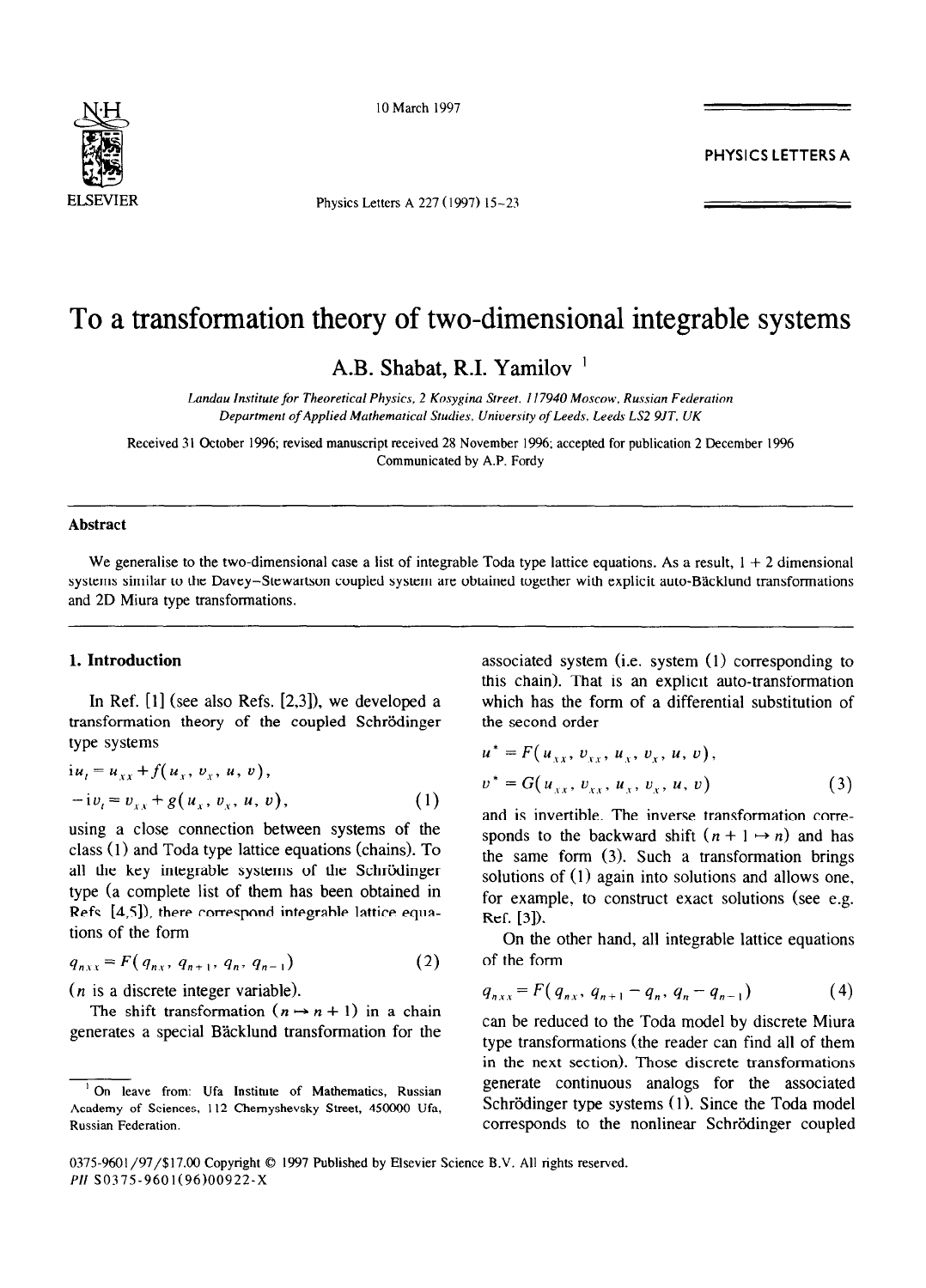# To a transformation theory of two-dimensional integrable systems

A.B. Shabat, R.I. Yamilov [1]

*Landau Institute for Theoretical Physics, 2 Kosygina Street, 117940 Moscow, Russian Federation*
*Department of Applied Mathematical Studies, University of Leeds, Leeds LS2 9JT, UK*

Received 31 October 1996; revised manuscript received 28 November 1996; accepted for publication 2 December 1996
Communicated by A.P. Fordy

## Abstract

We generalise to the two-dimensional case a list of integrable Toda type lattice equations. As a result, 1 + 2 dimensional systems similar to the Davey–Stewartson coupled system are obtained together with explicit auto-Bäcklund transformations and 2D Miura type transformations.

## 1. Introduction

In Ref. [1] (see also Refs. [2,3]), we developed a transformation theory of the coupled Schrödinger type systems

$$\mathrm{i}u_t = u_{xx} + f(u_x, v_x, u, v),$$
$$-\mathrm{i}v_t = v_{xx} + g(u_x, v_x, u, v), \tag{1}$$

using a close connection between systems of the class (1) and Toda type lattice equations (chains). To all the key integrable systems of the Schrödinger type (a complete list of them has been obtained in Refs. [4,5]), there correspond integrable lattice equations of the form

$$q_{nxx} = F(q_{nx}, q_{n+1}, q_n, q_{n-1}) \tag{2}$$

($n$ is a discrete integer variable).

The shift transformation ($n \mapsto n+1$) in a chain generates a special Bäcklund transformation for the associated system (i.e. system (1) corresponding to this chain). That is an explicit auto-transformation which has the form of a differential substitution of the second order

$$u^* = F(u_{xx}, v_{xx}, u_x, v_x, u, v),$$
$$v^* = G(u_{xx}, v_{xx}, u_x, v_x, u, v) \tag{3}$$

and is invertible. The inverse transformation corresponds to the backward shift ($n+1 \mapsto n$) and has the same form (3). Such a transformation brings solutions of (1) again into solutions and allows one, for example, to construct exact solutions (see e.g. Ref. [3]).

On the other hand, all integrable lattice equations of the form

$$q_{nxx} = F(q_{nx}, q_{n+1} - q_n, q_n - q_{n-1}) \tag{4}$$

can be reduced to the Toda model by discrete Miura type transformations (the reader can find all of them in the next section). Those discrete transformations generate continuous analogs for the associated Schrödinger type systems (1). Since the Toda model corresponds to the nonlinear Schrödinger coupled

[1] On leave from: Ufa Institute of Mathematics, Russian Academy of Sciences, 112 Chernyshevsky Street, 450000 Ufa, Russian Federation.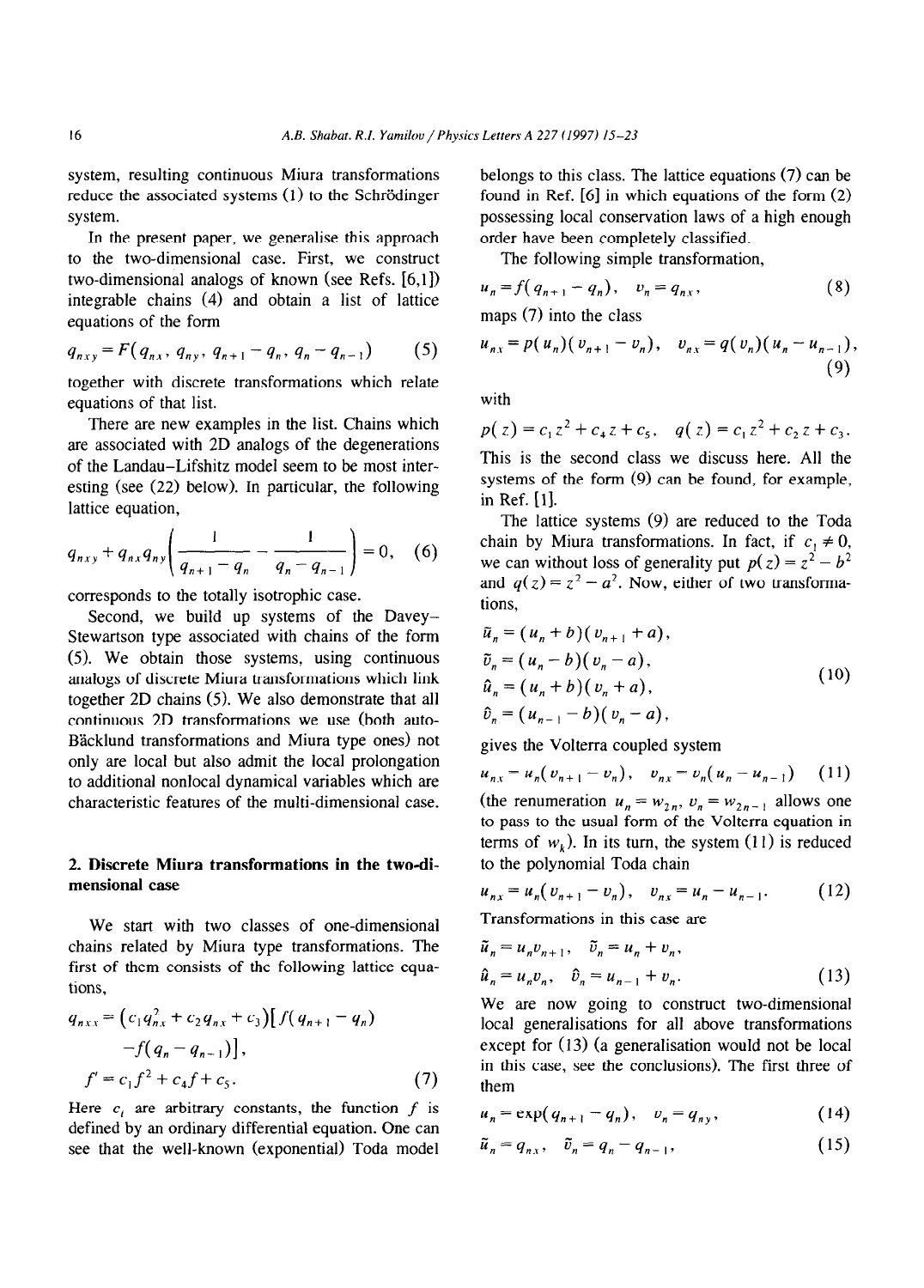system, resulting continuous Miura transformations reduce the associated systems (1) to the Schrödinger system.

In the present paper, we generalise this approach to the two-dimensional case. First, we construct two-dimensional analogs of known (see Refs. [6,1]) integrable chains (4) and obtain a list of lattice equations of the form

$$q_{nxy} = F(q_{nx}, q_{ny}, q_{n+1} - q_n, q_n - q_{n-1}) \tag{5}$$

together with discrete transformations which relate equations of that list.

There are new examples in the list. Chains which are associated with 2D analogs of the degenerations of the Landau–Lifshitz model seem to be most interesting (see (22) below). In particular, the following lattice equation,

$$q_{nxy} + q_{nx} q_{ny} \left( \frac{1}{q_{n+1} - q_n} - \frac{1}{q_n - q_{n-1}} \right) = 0, \tag{6}$$

corresponds to the totally isotrophic case.

Second, we build up systems of the Davey–Stewartson type associated with chains of the form (5). We obtain those systems, using continuous analogs of discrete Miura transformations which link together 2D chains (5). We also demonstrate that all continuous 2D transformations we use (both auto-Bäcklund transformations and Miura type ones) not only are local but also admit the local prolongation to additional nonlocal dynamical variables which are characteristic features of the multi-dimensional case.

## 2. Discrete Miura transformations in the two-dimensional case

We start with two classes of one-dimensional chains related by Miura type transformations. The first of them consists of the following lattice equations,

$$\begin{aligned} q_{nxx} &= (c_1 q_{nx}^2 + c_2 q_{nx} + c_3)[f(q_{n+1} - q_n) \\ &\quad - f(q_n - q_{n-1})], \\ f' &= c_1 f^2 + c_4 f + c_5. \end{aligned} \tag{7}$$

Here $c_i$ are arbitrary constants, the function $f$ is defined by an ordinary differential equation. One can see that the well-known (exponential) Toda model belongs to this class. The lattice equations (7) can be found in Ref. [6] in which equations of the form (2) possessing local conservation laws of a high enough order have been completely classified.

The following simple transformation,

$$u_n = f(q_{n+1} - q_n), \quad v_n = q_{nx}, \tag{8}$$

maps (7) into the class

$$u_{nx} = p(u_n)(v_{n+1} - v_n), \quad v_{nx} = q(v_n)(u_n - u_{n-1}), \tag{9}$$

with

$$p(z) = c_1 z^2 + c_4 z + c_5, \quad q(z) = c_1 z^2 + c_2 z + c_3.$$

This is the second class we discuss here. All the systems of the form (9) can be found, for example, in Ref. [1].

The lattice systems (9) are reduced to the Toda chain by Miura transformations. In fact, if $c_1 \neq 0$, we can without loss of generality put $p(z) = z^2 - b^2$ and $q(z) = z^2 - a^2$. Now, either of two transformations,

$$\begin{aligned} \tilde{u}_n &= (u_n + b)(v_{n+1} + a), \\ \tilde{v}_n &= (u_n - b)(v_n - a), \\ \hat{u}_n &= (u_n + b)(v_n + a), \\ \hat{v}_n &= (u_{n-1} - b)(v_n - a), \end{aligned} \tag{10}$$

gives the Volterra coupled system

$$u_{nx} = u_n(v_{n+1} - v_n), \quad v_{nx} = v_n(u_n - u_{n-1}) \tag{11}$$

(the renumeration $u_n = w_{2n}$, $v_n = w_{2n-1}$ allows one to pass to the usual form of the Volterra equation in terms of $w_k$). In its turn, the system (11) is reduced to the polynomial Toda chain

$$u_{nx} = u_n(v_{n+1} - v_n), \quad v_{nx} = u_n - u_{n-1}. \tag{12}$$

Transformations in this case are

$$\begin{aligned} \tilde{u}_n &= u_n v_{n+1}, \quad \tilde{v}_n = u_n + v_n, \\ \hat{u}_n &= u_n v_n, \quad \hat{v}_n = u_{n-1} + v_n. \end{aligned} \tag{13}$$

We are now going to construct two-dimensional local generalisations for all above transformations except for (13) (a generalisation would not be local in this case, see the conclusions). The first three of them

$$u_n = \exp(q_{n+1} - q_n), \quad v_n = q_{ny}, \tag{14}$$

$$\tilde{u}_n = q_{nx}, \quad \tilde{v}_n = q_n - q_{n-1}, \tag{15}$$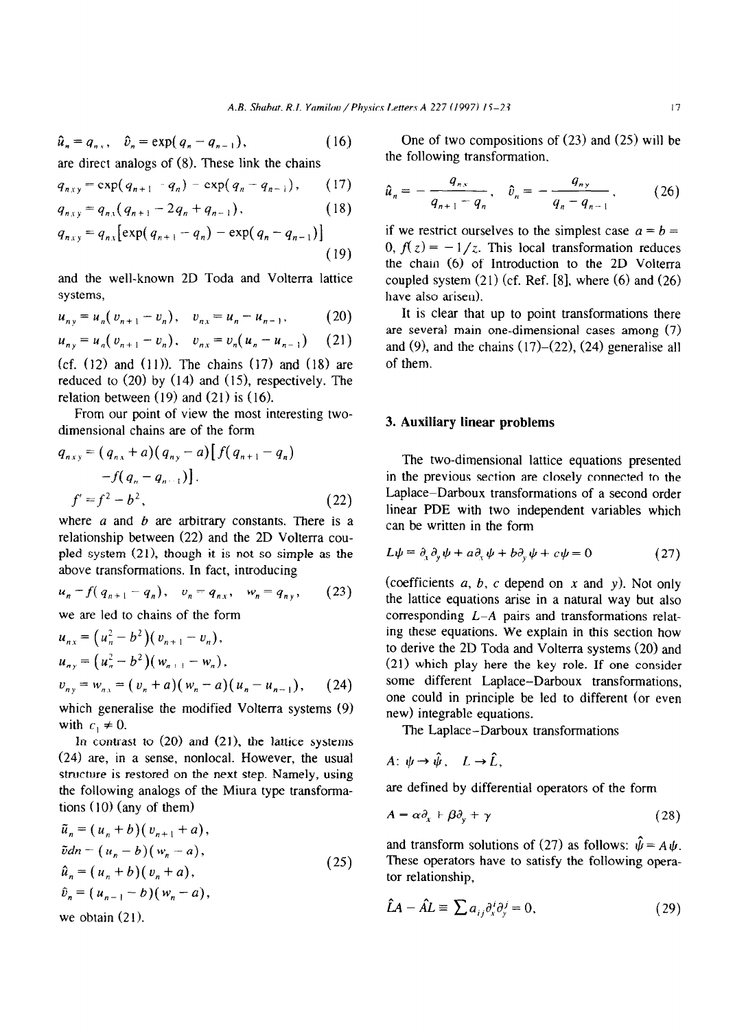$$\hat{u}_n = q_{n,x}, \quad \hat{v}_n = \exp(q_n - q_{n-1}), \tag{16}$$

are direct analogs of (8). These link the chains

$$q_{nxy} = \exp(q_{n+1} - q_n) - \exp(q_n - q_{n-1}), \tag{17}$$

$$q_{nxy} = q_{nx}(q_{n+1} - 2q_n + q_{n-1}), \tag{18}$$

$$q_{nxy} = q_{nx}\left[\exp(q_{n+1} - q_n) - \exp(q_n - q_{n-1})\right] \tag{19}$$

and the well-known 2D Toda and Volterra lattice systems,

$$u_{ny} = u_n(v_{n+1} - v_n), \quad v_{nx} = u_n - u_{n-1}, \tag{20}$$

$$u_{ny} = u_n(v_{n+1} - v_n), \quad v_{nx} = v_n(u_n - u_{n-1}) \tag{21}$$

(cf. (12) and (11)). The chains (17) and (18) are reduced to (20) by (14) and (15), respectively. The relation between (19) and (21) is (16).

From our point of view the most interesting two-dimensional chains are of the form

$$q_{nxy} = (q_{nx} + a)(q_{ny} - a)\left[f(q_{n+1} - q_n) - f(q_n - q_{n-1})\right],$$
$$f' = f^2 - b^2, \tag{22}$$

where $a$ and $b$ are arbitrary constants. There is a relationship between (22) and the 2D Volterra coupled system (21), though it is not so simple as the above transformations. In fact, introducing

$$u_n = f(q_{n+1} - q_n), \quad v_n = q_{nx}, \quad w_n = q_{ny}, \tag{23}$$

we are led to chains of the form

$$u_{nx} = (u_n^2 - b^2)(v_{n+1} - v_n),$$
$$u_{ny} = (u_n^2 - b^2)(w_{n+1} - w_n),$$
$$v_{ny} = w_{nx} = (v_n + a)(w_n - a)(u_n - u_{n-1}), \tag{24}$$

which generalise the modified Volterra systems (9) with $c_1 \neq 0$.

In contrast to (20) and (21), the lattice systems (24) are, in a sense, nonlocal. However, the usual structure is restored on the next step. Namely, using the following analogs of the Miura type transformations (10) (any of them)

$$\tilde{u}_n = (u_n + b)(v_{n+1} + a),$$
$$\tilde{v}dn = (u_n - b)(w_n - a),$$
$$\hat{u}_n = (u_n + b)(v_n + a),$$
$$\hat{v}_n = (u_{n-1} - b)(w_n - a), \tag{25}$$

we obtain (21).

One of two compositions of (23) and (25) will be the following transformation,

$$\hat{u}_n = -\frac{q_{nx}}{q_{n+1} - q_n}, \quad \hat{v}_n = -\frac{q_{ny}}{q_n - q_{n-1}}, \tag{26}$$

if we restrict ourselves to the simplest case $a = b = 0$, $f(z) = -1/z$. This local transformation reduces the chain (6) of Introduction to the 2D Volterra coupled system (21) (cf. Ref. [8], where (6) and (26) have also arisen).

It is clear that up to point transformations there are several main one-dimensional cases among (7) and (9), and the chains (17)–(22), (24) generalise all of them.

## 3. Auxiliary linear problems

The two-dimensional lattice equations presented in the previous section are closely connected to the Laplace–Darboux transformations of a second order linear PDE with two independent variables which can be written in the form

$$L\psi = \partial_x \partial_y \psi + a\partial_x \psi + b\partial_y \psi + c\psi = 0 \tag{27}$$

(coefficients $a$, $b$, $c$ depend on $x$ and $y$). Not only the lattice equations arise in a natural way but also corresponding $L$–$A$ pairs and transformations relating these equations. We explain in this section how to derive the 2D Toda and Volterra systems (20) and (21) which play here the key role. If one consider some different Laplace–Darboux transformations, one could in principle be led to different (or even new) integrable equations.

The Laplace–Darboux transformations

$$A: \psi \to \hat{\psi}, \quad L \to \hat{L},$$

are defined by differential operators of the form

$$A = \alpha\partial_x + \beta\partial_y + \gamma \tag{28}$$

and transform solutions of (27) as follows: $\hat{\psi} = A\psi$. These operators have to satisfy the following operator relationship,

$$\hat{L}A - \hat{A}L \equiv \sum a_{ij}\partial_x^i \partial_y^j = 0, \tag{29}$$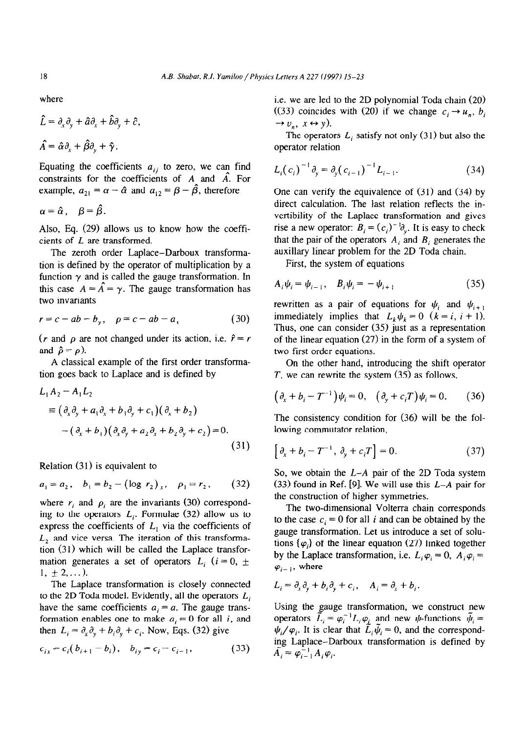where

$$\hat{L} = \partial_x \partial_y + \hat{a}\partial_x + \hat{b}\partial_y + \hat{c},$$

$$\hat{A} = \hat{\alpha}\partial_x + \hat{\beta}\partial_y + \hat{\gamma}.$$

Equating the coefficients $a_{ij}$ to zero, we can find constraints for the coefficients of $A$ and $\hat{A}$. For example, $a_{21} = \alpha - \hat{\alpha}$ and $a_{12} = \beta - \hat{\beta}$, therefore

$$\alpha = \hat{\alpha}, \quad \beta = \hat{\beta}.$$

Also, Eq. (29) allows us to know how the coefficients of $L$ are transformed.

The zeroth order Laplace–Darboux transformation is defined by the operator of multiplication by a function $\gamma$ and is called the gauge transformation. In this case $A = \hat{A} = \gamma$. The gauge transformation has two invariants

$$r = c - ab - b_y, \quad \rho = c - ab - a_x \tag{30}$$

($r$ and $\rho$ are not changed under its action, i.e. $\hat{r} = r$ and $\hat{\rho} = \rho$).

A classical example of the first order transformation goes back to Laplace and is defined by

$$\begin{aligned} &L_1 A_2 - A_1 L_2 \\ &\equiv (\partial_x \partial_y + a_1 \partial_x + b_1 \partial_y + c_1)(\partial_x + b_2) \\ &\quad - (\partial_x + b_1)(\partial_x \partial_y + a_2 \partial_x + b_2 \partial_y + c_2) = 0. \end{aligned} \tag{31}$$

Relation (31) is equivalent to

$$a_1 = a_2, \quad b_1 = b_2 - (\log r_2)_x, \quad \rho_1 = r_2, \tag{32}$$

where $r_i$ and $\rho_i$ are the invariants (30) corresponding to the operators $L_i$. Formulae (32) allow us to express the coefficients of $L_1$ via the coefficients of $L_2$ and vice versa. The iteration of this transformation (31) which will be called the Laplace transformation generates a set of operators $L_i$ ($i = 0, \pm 1, \pm 2, \dots$).

The Laplace transformation is closely connected to the 2D Toda model. Evidently, all the operators $L_i$ have the same coefficients $a_i = a$. The gauge transformation enables one to make $a_i = 0$ for all $i$, and then $L_i = \partial_x \partial_y + b_i \partial_y + c_i$. Now, Eqs. (32) give

$$c_{ix} = c_i(b_{i+1} - b_i), \quad b_{iy} = c_i - c_{i-1}, \tag{33}$$

i.e. we are led to the 2D polynomial Toda chain (20) ((33) coincides with (20) if we change $c_i \to u_n$, $b_i \to v_n$, $x \leftrightarrow y$).

The operators $L_i$ satisfy not only (31) but also the operator relation

$$L_i(c_i)^{-1}\partial_y = \partial_y(c_{i-1})^{-1}L_{i-1}. \tag{34}$$

One can verify the equivalence of (31) and (34) by direct calculation. The last relation reflects the invertibility of the Laplace transformation and gives rise a new operator: $B_i = (c_i)^{-1}\partial_y$. It is easy to check that the pair of the operators $A_i$ and $B_i$ generates the auxillary linear problem for the 2D Toda chain.

First, the system of equations

$$A_i \psi_i = \psi_{i-1}, \quad B_i \psi_i = -\psi_{i+1} \tag{35}$$

rewritten as a pair of equations for $\psi_i$ and $\psi_{i+1}$ immediately implies that $L_k \psi_k = 0$ ($k = i, i+1$). Thus, one can consider (35) just as a representation of the linear equation (27) in the form of a system of two first order equations.

On the other hand, introducing the shift operator $T$, we can rewrite the system (35) as follows,

$$(\partial_x + b_i - T^{-1})\psi_i = 0, \quad (\partial_y + c_i T)\psi_i = 0. \tag{36}$$

The consistency condition for (36) will be the following commutator relation,

$$[\partial_x + b_i - T^{-1}, \partial_y + c_i T] = 0. \tag{37}$$

So, we obtain the $L$–$A$ pair of the 2D Toda system (33) found in Ref. [9]. We will use this $L$–$A$ pair for the construction of higher symmetries.

The two-dimensional Volterra chain corresponds to the case $c_i = 0$ for all $i$ and can be obtained by the gauge transformation. Let us introduce a set of solutions $\{\varphi_i\}$ of the linear equation (27) linked together by the Laplace transformation, i.e. $L_i \varphi_i = 0$, $A_i \varphi_i = \varphi_{i-1}$, where

$$L_i = \partial_x \partial_y + b_i \partial_y + c_i, \quad A_i = \partial_x + b_i.$$

Using the gauge transformation, we construct new operators $\tilde{L}_i = \varphi_i^{-1} L_i \varphi_i$ and new $\psi$-functions $\tilde{\psi}_i = \psi_i / \varphi_i$. It is clear that $\tilde{L}_i \tilde{\psi}_i = 0$, and the corresponding Laplace–Darboux transformation is defined by $\tilde{A}_i = \varphi_{i-1}^{-1} A_i \varphi_i$.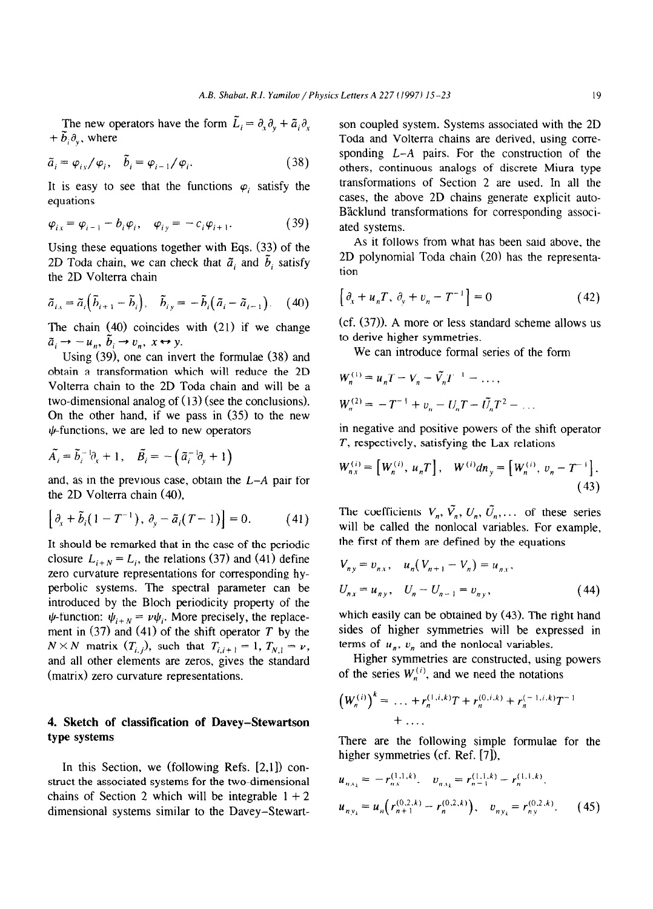The new operators have the form $\tilde{L}_i = \partial_x\partial_y + \tilde{a}_i\partial_x + \tilde{b}_i\partial_y$, where

$$\tilde{a}_i = \varphi_{i,y}/\varphi_i, \quad \tilde{b}_i = \varphi_{i-1}/\varphi_i. \tag{38}$$

It is easy to see that the functions $\varphi_i$ satisfy the equations

$$\varphi_{ix} = \varphi_{i-1} - b_i\varphi_i, \quad \varphi_{iy} = -c_i\varphi_{i+1}. \tag{39}$$

Using these equations together with Eqs. (33) of the 2D Toda chain, we can check that $\tilde{a}_i$ and $\tilde{b}_i$ satisfy the 2D Volterra chain

$$\tilde{a}_{i,x} = \tilde{a}_i(\tilde{b}_{i+1} - \tilde{b}_i), \quad \tilde{b}_{i,y} = -\tilde{b}_i(\tilde{a}_i - \tilde{a}_{i-1}). \tag{40}$$

The chain (40) coincides with (21) if we change $\tilde{a}_i \to -u_n$, $\tilde{b}_i \to v_n$, $x \leftrightarrow y$.

Using (39), one can invert the formulae (38) and obtain a transformation which will reduce the 2D Volterra chain to the 2D Toda chain and will be a two-dimensional analog of (13) (see the conclusions). On the other hand, if we pass in (35) to the new $\psi$-functions, we are led to new operators

$$\tilde{A}_i = \tilde{b}_i^{-1}\partial_x + 1, \quad \tilde{B}_i = -(\tilde{a}_i^{-1}\partial_y + 1)$$

and, as in the previous case, obtain the $L$–$A$ pair for the 2D Volterra chain (40),

$$\left[\partial_x + \tilde{b}_i(1 - T^{-1}),\ \partial_y - \tilde{a}_i(T - 1)\right] = 0. \tag{41}$$

It should be remarked that in the case of the periodic closure $L_{i+N} = L_i$, the relations (37) and (41) define zero curvature representations for corresponding hyperbolic systems. The spectral parameter can be introduced by the Bloch periodicity property of the $\psi$-function: $\psi_{i+N} = \nu\psi_i$. More precisely, the replacement in (37) and (41) of the shift operator $T$ by the $N \times N$ matrix $(T_{i,j})$, such that $T_{i,i+1} = 1$, $T_{N,1} = \nu$, and all other elements are zeros, gives the standard (matrix) zero curvature representations.

## 4. Sketch of classification of Davey–Stewartson type systems

In this Section, we (following Refs. [2,1]) construct the associated systems for the two-dimensional chains of Section 2 which will be integrable 1 + 2 dimensional systems similar to the Davey–Stewartson coupled system. Systems associated with the 2D Toda and Volterra chains are derived, using corresponding $L$–$A$ pairs. For the construction of the others, continuous analogs of discrete Miura type transformations of Section 2 are used. In all the cases, the above 2D chains generate explicit auto-Bäcklund transformations for corresponding associated systems.

As it follows from what has been said above, the 2D polynomial Toda chain (20) has the representation

$$\left[\partial_x + u_n T,\ \partial_y + v_n - T^{-1}\right] = 0 \tag{42}$$

(cf. (37)). A more or less standard scheme allows us to derive higher symmetries.

We can introduce formal series of the form

$$W_n^{(1)} = u_n T - V_n - \tilde{V}_n T^{-1} - \dots,$$

$$W_n^{(2)} = -T^{-1} + v_n - U_n T - \tilde{U}_n T^2 - \dots$$

in negative and positive powers of the shift operator $T$, respectively, satisfying the Lax relations

$$W_{nx}^{(i)} = \left[W_n^{(i)},\ u_n T\right], \quad W^{(i)}dn_y = \left[W_n^{(i)},\ v_n - T^{-1}\right]. \tag{43}$$

The coefficients $V_n, \tilde{V}_n, U_n, \tilde{U}_n, \dots$ of these series will be called the nonlocal variables. For example, the first of them are defined by the equations

$$V_{ny} = v_{nx}, \quad u_n(V_{n+1} - V_n) = u_{nx},$$

$$U_{nx} = u_{ny}, \quad U_n - U_{n-1} = v_{ny}, \tag{44}$$

which easily can be obtained by (43). The right hand sides of higher symmetries will be expressed in terms of $u_n$, $v_n$ and the nonlocal variables.

Higher symmetries are constructed, using powers of the series $W_n^{(i)}$, and we need the notations

$$\left(W_n^{(i)}\right)^k = \dots + r_n^{(1,i,k)}T + r_n^{(0,i,k)} + r_n^{(-1,i,k)}T^{-1} + \dots .$$

There are the following simple formulae for the higher symmetries (cf. Ref. [7]),

$$u_{nx_k} = -r_{nx}^{(1,1,k)}, \quad v_{nx_k} = r_{n-1}^{(1,1,k)} - r_n^{(1,1,k)},$$

$$u_{ny_k} = u_n\left(r_{n+1}^{(0,2,k)} - r_n^{(0,2,k)}\right), \quad v_{ny_k} = r_{ny}^{(0,2,k)}. \tag{45}$$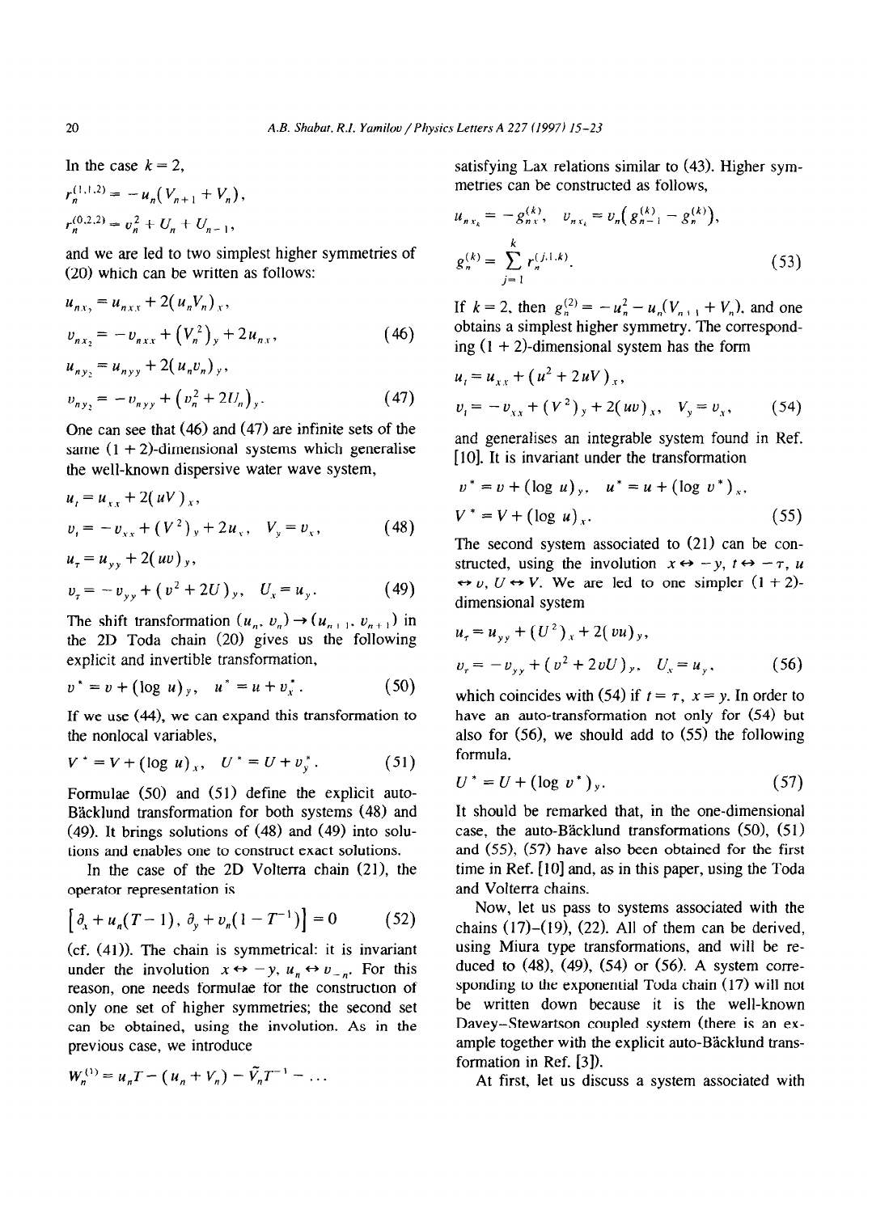In the case $k=2$,

$$r_n^{(1,1,2)} = -u_n(V_{n+1}+V_n),$$

$$r_n^{(0,2,2)} = v_n^2 + U_n + U_{n-1},$$

and we are led to two simplest higher symmetries of (20) which can be written as follows:

$$u_{nx_2} = u_{nxx} + 2(u_n V_n)_x,$$

$$v_{nx_2} = -v_{nxx} + (V_n^2)_y + 2u_{nx}, \tag{46}$$

$$u_{ny_2} = u_{nyy} + 2(u_n v_n)_y,$$

$$v_{ny_2} = -v_{nyy} + (v_n^2 + 2U_n)_y. \tag{47}$$

One can see that (46) and (47) are infinite sets of the same (1 + 2)-dimensional systems which generalise the well-known dispersive water wave system,

$$u_t = u_{xx} + 2(uV)_x,$$

$$v_t = -v_{xx} + (V^2)_y + 2u_x, \quad V_y = v_x, \tag{48}$$

$$u_\tau = u_{yy} + 2(uv)_y,$$

$$v_\tau = -v_{yy} + (v^2 + 2U)_y, \quad U_x = u_y. \tag{49}$$

The shift transformation $(u_n, v_n) \to (u_{n+1}, v_{n+1})$ in the 2D Toda chain (20) gives us the following explicit and invertible transformation,

$$v^* = v + (\log u)_y, \quad u^* = u + v_x^*. \tag{50}$$

If we use (44), we can expand this transformation to the nonlocal variables,

$$V^* = V + (\log u)_x, \quad U^* = U + v_y^*. \tag{51}$$

Formulae (50) and (51) define the explicit auto-Bäcklund transformation for both systems (48) and (49). It brings solutions of (48) and (49) into solutions and enables one to construct exact solutions.

In the case of the 2D Volterra chain (21), the operator representation is

$$[\partial_x + u_n(T-1), \partial_y + v_n(1-T^{-1})] = 0 \tag{52}$$

(cf. (41)). The chain is symmetrical: it is invariant under the involution $x \leftrightarrow -y$, $u_n \leftrightarrow v_{-n}$. For this reason, one needs formulae for the construction of only one set of higher symmetries; the second set can be obtained, using the involution. As in the previous case, we introduce

$$W_n^{(1)} = u_n T - (u_n + V_n) - \tilde{V}_n T^{-1} - \dots$$

satisfying Lax relations similar to (43). Higher symmetries can be constructed as follows,

$$u_{nx_k} = -g_{nx}^{(k)}, \quad v_{nx_k} = v_n(g_{n-1}^{(k)} - g_n^{(k)}),$$

$$g_n^{(k)} = \sum_{j=1}^{k} r_n^{(j,1,k)}. \tag{53}$$

If $k=2$, then $g_n^{(2)} = -u_n^2 - u_n(V_{n+1} + V_n)$, and one obtains a simplest higher symmetry. The corresponding (1 + 2)-dimensional system has the form

$$u_t = u_{xx} + (u^2 + 2uV)_x,$$

$$v_t = -v_{xx} + (V^2)_y + 2(uv)_x, \quad V_y = v_x, \tag{54}$$

and generalises an integrable system found in Ref. [10]. It is invariant under the transformation

$$v^* = v + (\log u)_y, \quad u^* = u + (\log v^*)_x,$$

$$V^* = V + (\log u)_x. \tag{55}$$

The second system associated to (21) can be constructed, using the involution $x \leftrightarrow -y$, $t \leftrightarrow -\tau$, $u \leftrightarrow v$, $U \leftrightarrow V$. We are led to one simpler (1 + 2)-dimensional system

$$u_\tau = u_{yy} + (U^2)_x + 2(vu)_y,$$

$$v_\tau = -v_{yy} + (v^2 + 2vU)_y, \quad U_x = u_y, \tag{56}$$

which coincides with (54) if $t = \tau$, $x = y$. In order to have an auto-transformation not only for (54) but also for (56), we should add to (55) the following formula,

$$U^* = U + (\log v^*)_y. \tag{57}$$

It should be remarked that, in the one-dimensional case, the auto-Bäcklund transformations (50), (51) and (55), (57) have also been obtained for the first time in Ref. [10] and, as in this paper, using the Toda and Volterra chains.

Now, let us pass to systems associated with the chains (17)–(19), (22). All of them can be derived, using Miura type transformations, and will be reduced to (48), (49), (54) or (56). A system corresponding to the exponential Toda chain (17) will not be written down because it is the well-known Davey–Stewartson coupled system (there is an example together with the explicit auto-Bäcklund transformation in Ref. [3]).

At first, let us discuss a system associated with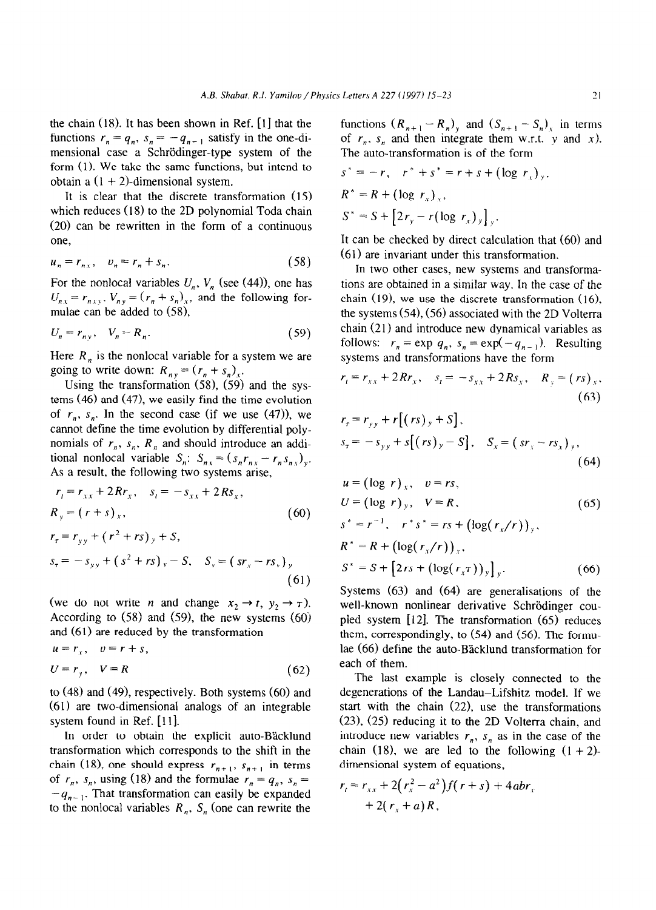the chain (18). It has been shown in Ref. [1] that the functions $r_n = q_n$, $s_n = -q_{n-1}$ satisfy in the one-dimensional case a Schrödinger-type system of the form (1). We take the same functions, but intend to obtain a (1 + 2)-dimensional system.

It is clear that the discrete transformation (15) which reduces (18) to the 2D polynomial Toda chain (20) can be rewritten in the form of a continuous one,

$$u_n = r_{nx}, \quad v_n = r_n + s_n. \tag{58}$$

For the nonlocal variables $U_n$, $V_n$ (see (44)), one has $U_{nx} = r_{nxy}$, $V_{ny} = (r_n + s_n)_x$, and the following formulae can be added to (58),

$$U_n = r_{ny}, \quad V_n = R_n. \tag{59}$$

Here $R_n$ is the nonlocal variable for a system we are going to write down: $R_{ny} = (r_n + s_n)_x$.

Using the transformation (58), (59) and the systems (46) and (47), we easily find the time evolution of $r_n$, $s_n$. In the second case (if we use (47)), we cannot define the time evolution by differential polynomials of $r_n$, $s_n$, $R_n$ and should introduce an additional nonlocal variable $S_n$: $S_{nx} = (s_n r_{nx} - r_n s_{nx})_y$. As a result, the following two systems arise,

$$r_t = r_{xx} + 2Rr_x, \quad s_t = -s_{xx} + 2Rs_x,$$
$$R_y = (r+s)_x, \tag{60}$$

$$r_\tau = r_{yy} + (r^2 + rs)_y + S,$$
$$s_\tau = -s_{yy} + (s^2 + rs)_y - S, \quad S_x = (sr_x - rs_x)_y \tag{61}$$

(we do not write $n$ and change $x_2 \to t$, $y_2 \to \tau$). According to (58) and (59), the new systems (60) and (61) are reduced by the transformation

$$u = r_x, \quad v = r + s,$$
$$U = r_y, \quad V = R \tag{62}$$

to (48) and (49), respectively. Both systems (60) and (61) are two-dimensional analogs of an integrable system found in Ref. [11].

In order to obtain the explicit auto-Bäcklund transformation which corresponds to the shift in the chain (18), one should express $r_{n+1}$, $s_{n+1}$ in terms of $r_n$, $s_n$, using (18) and the formulae $r_n = q_n$, $s_n = -q_{n-1}$. That transformation can easily be expanded to the nonlocal variables $R_n$, $S_n$ (one can rewrite the functions $(R_{n+1} - R_n)_y$ and $(S_{n+1} - S_n)_x$ in terms of $r_n$, $s_n$ and then integrate them w.r.t. $y$ and $x$). The auto-transformation is of the form

$$s^* = -r, \quad r^* + s^* = r + s + (\log r_x)_y,$$
$$R^* = R + (\log r_x)_x,$$
$$S^* = S + \left[2r_y - r(\log r_x)_y\right]_y.$$

It can be checked by direct calculation that (60) and (61) are invariant under this transformation.

In two other cases, new systems and transformations are obtained in a similar way. In the case of the chain (19), we use the discrete transformation (16), the systems (54), (56) associated with the 2D Volterra chain (21) and introduce new dynamical variables as follows: $r_n = \exp q_n$, $s_n = \exp(-q_{n-1})$. Resulting systems and transformations have the form

$$r_t = r_{xx} + 2Rr_x, \quad s_t = -s_{xx} + 2Rs_x, \quad R_y = (rs)_x, \tag{63}$$

$$r_\tau = r_{yy} + r\left[(rs)_y + S\right],$$
$$s_\tau = -s_{yy} + s\left[(rs)_y - S\right], \quad S_x = (sr_x - rs_x)_y, \tag{64}$$

$$u = (\log r)_x, \quad v = rs,$$
$$U = (\log r)_y, \quad V = R, \tag{65}$$

$$s^* = r^{-1}, \quad r^* s^* = rs + (\log(r_x/r))_y,$$
$$R^* = R + (\log(r_x/r))_x,$$
$$S^* = S + \left[2rs + (\log(r_x r))_y\right]_y. \tag{66}$$

Systems (63) and (64) are generalisations of the well-known nonlinear derivative Schrödinger coupled system [12]. The transformation (65) reduces them, correspondingly, to (54) and (56). The formulae (66) define the auto-Bäcklund transformation for each of them.

The last example is closely connected to the degenerations of the Landau–Lifshitz model. If we start with the chain (22), use the transformations (23), (25) reducing it to the 2D Volterra chain, and introduce new variables $r_n$, $s_n$ as in the case of the chain (18), we are led to the following (1 + 2)-dimensional system of equations,

$$r_t = r_{xx} + 2(r_x^2 - a^2)f(r+s) + 4abr_x$$
$$+ 2(r_x + a)R,$$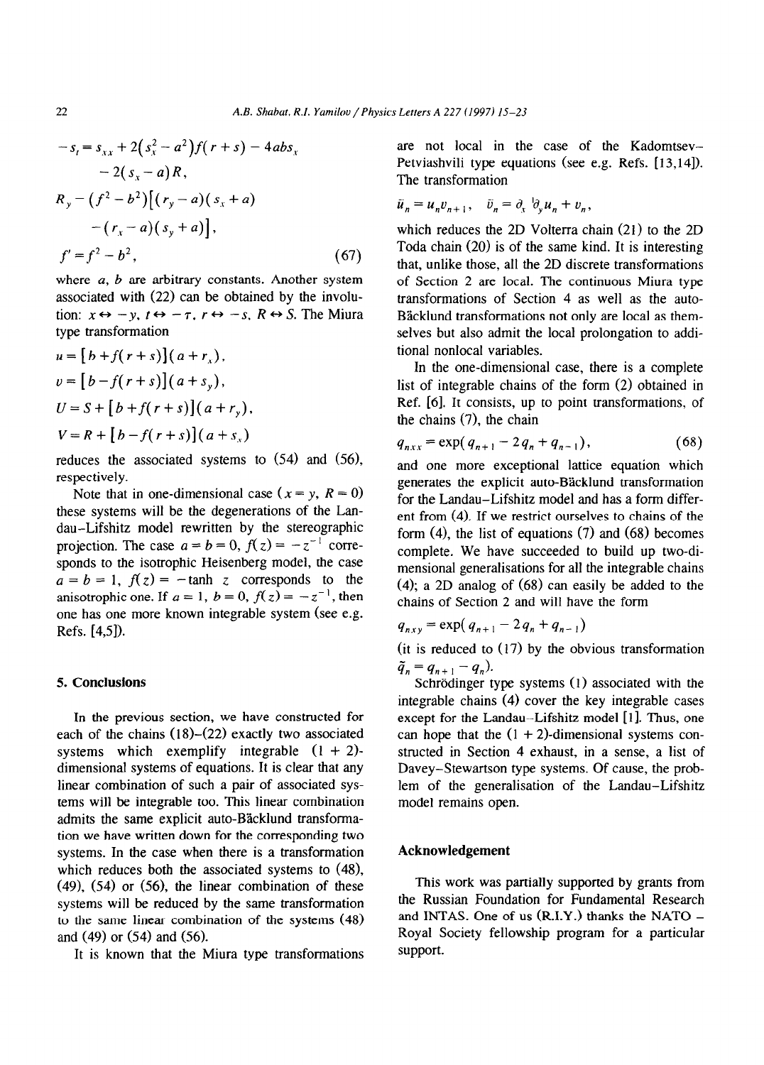$$
\begin{aligned}
-s_t &= s_{xx} + 2(s_x^2 - a^2) f(r+s) - 4abs_x \\
&\quad - 2(s_x - a) R, \\
R_y &- (f^2 - b^2)\left[(r_y - a)(s_x + a) \right. \\
&\quad \left. - (r_x - a)(s_y + a)\right], \\
f' &= f^2 - b^2,
\end{aligned}
\tag{67}
$$

where $a$, $b$ are arbitrary constants. Another system associated with (22) can be obtained by the involution: $x \leftrightarrow -y$, $t \leftrightarrow -\tau$, $r \leftrightarrow -s$, $R \leftrightarrow S$. The Miura type transformation

$$
\begin{aligned}
u &= [b + f(r+s)](a + r_x), \\
v &= [b - f(r+s)](a + s_y), \\
U &= S + [b + f(r+s)](a + r_y), \\
V &= R + [b - f(r+s)](a + s_x)
\end{aligned}
$$

reduces the associated systems to (54) and (56), respectively.

Note that in one-dimensional case ($x = y$, $R = 0$) these systems will be the degenerations of the Landau–Lifshitz model rewritten by the stereographic projection. The case $a = b = 0$, $f(z) = -z^{-1}$ corresponds to the isotrophic Heisenberg model, the case $a = b = 1$, $f(z) = -\tanh z$ corresponds to the anisotrophic one. If $a = 1$, $b = 0$, $f(z) = -z^{-1}$, then one has one more known integrable system (see e.g. Refs. [4,5]).

## 5. Conclusions

In the previous section, we have constructed for each of the chains (18)–(22) exactly two associated systems which exemplify integrable $(1+2)$-dimensional systems of equations. It is clear that any linear combination of such a pair of associated systems will be integrable too. This linear combination admits the same explicit auto-Bäcklund transformation we have written down for the corresponding two systems. In the case when there is a transformation which reduces both the associated systems to (48), (49), (54) or (56), the linear combination of these systems will be reduced by the same transformation to the same linear combination of the systems (48) and (49) or (54) and (56).

It is known that the Miura type transformations are not local in the case of the Kadomtsev–Petviashvili type equations (see e.g. Refs. [13,14]). The transformation

$$
\bar{u}_n = u_n v_{n+1}, \quad \bar{v}_n = \partial_x^{-1} \partial_y u_n + v_n,
$$

which reduces the 2D Volterra chain (21) to the 2D Toda chain (20) is of the same kind. It is interesting that, unlike those, all the 2D discrete transformations of Section 2 are local. The continuous Miura type transformations of Section 4 as well as the auto-Bäcklund transformations not only are local as themselves but also admit the local prolongation to additional nonlocal variables.

In the one-dimensional case, there is a complete list of integrable chains of the form (2) obtained in Ref. [6]. It consists, up to point transformations, of the chains (7), the chain

$$
q_{nxx} = \exp(q_{n+1} - 2q_n + q_{n-1}),
\tag{68}
$$

and one more exceptional lattice equation which generates the explicit auto-Bäcklund transformation for the Landau–Lifshitz model and has a form different from (4). If we restrict ourselves to chains of the form (4), the list of equations (7) and (68) becomes complete. We have succeeded to build up two-dimensional generalisations for all the integrable chains (4); a 2D analog of (68) can easily be added to the chains of Section 2 and will have the form

$$
q_{nxy} = \exp(q_{n+1} - 2q_n + q_{n-1})
$$

(it is reduced to (17) by the obvious transformation $\tilde{q}_n = q_{n+1} - q_n$).

Schrödinger type systems (1) associated with the integrable chains (4) cover the key integrable cases except for the Landau–Lifshitz model [1]. Thus, one can hope that the $(1+2)$-dimensional systems constructed in Section 4 exhaust, in a sense, a list of Davey–Stewartson type systems. Of cause, the problem of the generalisation of the Landau–Lifshitz model remains open.

## Acknowledgement

This work was partially supported by grants from the Russian Foundation for Fundamental Research and INTAS. One of us (R.I.Y.) thanks the NATO – Royal Society fellowship program for a particular support.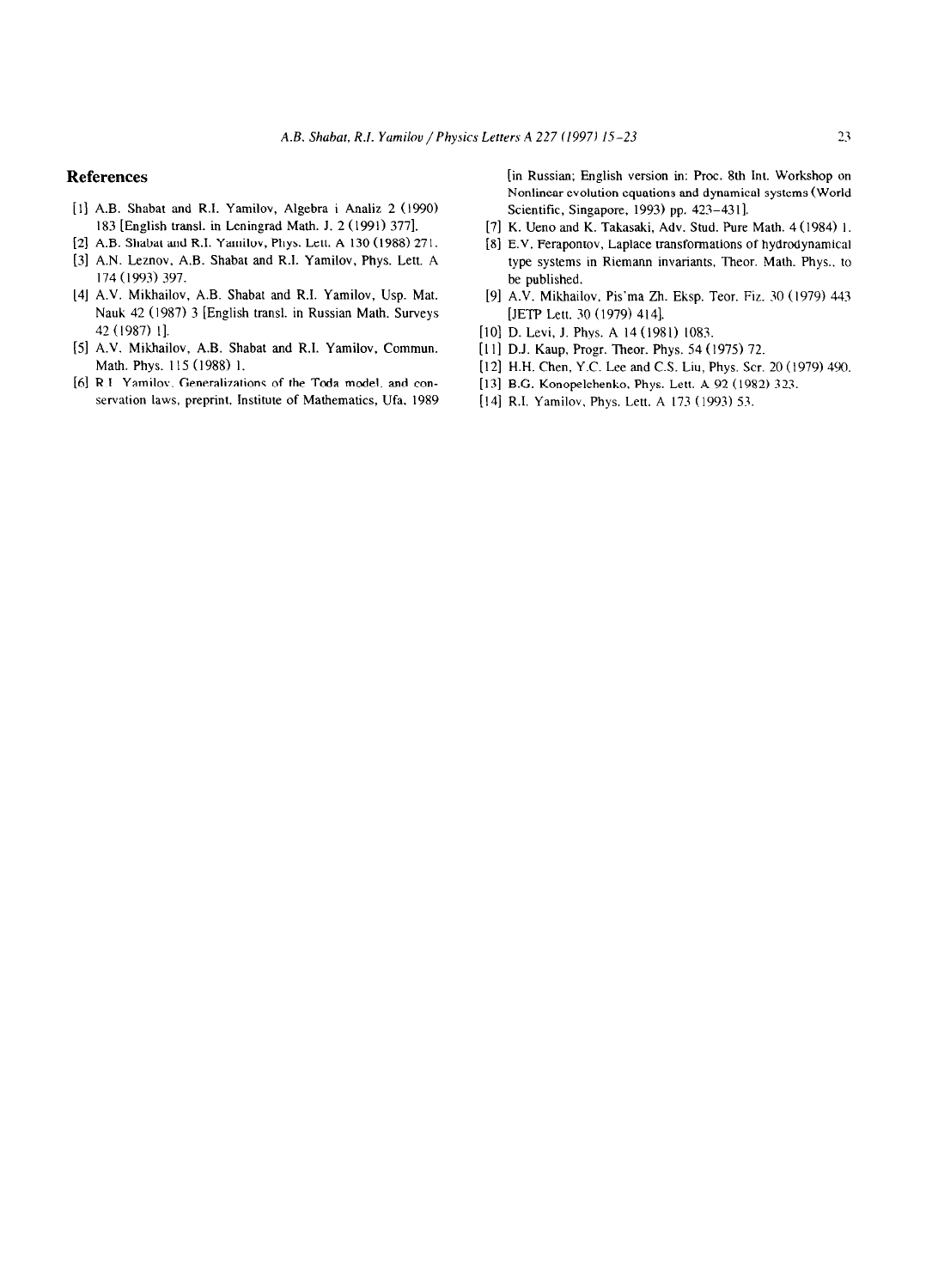## References

[1] A.B. Shabat and R.I. Yamilov, Algebra i Analiz 2 (1990) 183 [English transl. in Leningrad Math. J. 2 (1991) 377].

[2] A.B. Shabat and R.I. Yamilov, Phys. Lett. A 130 (1988) 271.

[3] A.N. Leznov, A.B. Shabat and R.I. Yamilov, Phys. Lett. A 174 (1993) 397.

[4] A.V. Mikhailov, A.B. Shabat and R.I. Yamilov, Usp. Mat. Nauk 42 (1987) 3 [English transl. in Russian Math. Surveys 42 (1987) 1].

[5] A.V. Mikhailov, A.B. Shabat and R.I. Yamilov, Commun. Math. Phys. 115 (1988) 1.

[6] R.I. Yamilov, Generalizations of the Toda model, and conservation laws, preprint, Institute of Mathematics, Ufa, 1989 [in Russian; English version in: Proc. 8th Int. Workshop on Nonlinear evolution equations and dynamical systems (World Scientific, Singapore, 1993) pp. 423–431].

[7] K. Ueno and K. Takasaki, Adv. Stud. Pure Math. 4 (1984) 1.

[8] E.V. Ferapontov, Laplace transformations of hydrodynamical type systems in Riemann invariants, Theor. Math. Phys., to be published.

[9] A.V. Mikhailov, Pis'ma Zh. Eksp. Teor. Fiz. 30 (1979) 443 [JETP Lett. 30 (1979) 414].

[10] D. Levi, J. Phys. A 14 (1981) 1083.

[11] D.J. Kaup, Progr. Theor. Phys. 54 (1975) 72.

[12] H.H. Chen, Y.C. Lee and C.S. Liu, Phys. Scr. 20 (1979) 490.

[13] B.G. Konopelchenko, Phys. Lett. A 92 (1982) 323.

[14] R.I. Yamilov, Phys. Lett. A 173 (1993) 53.